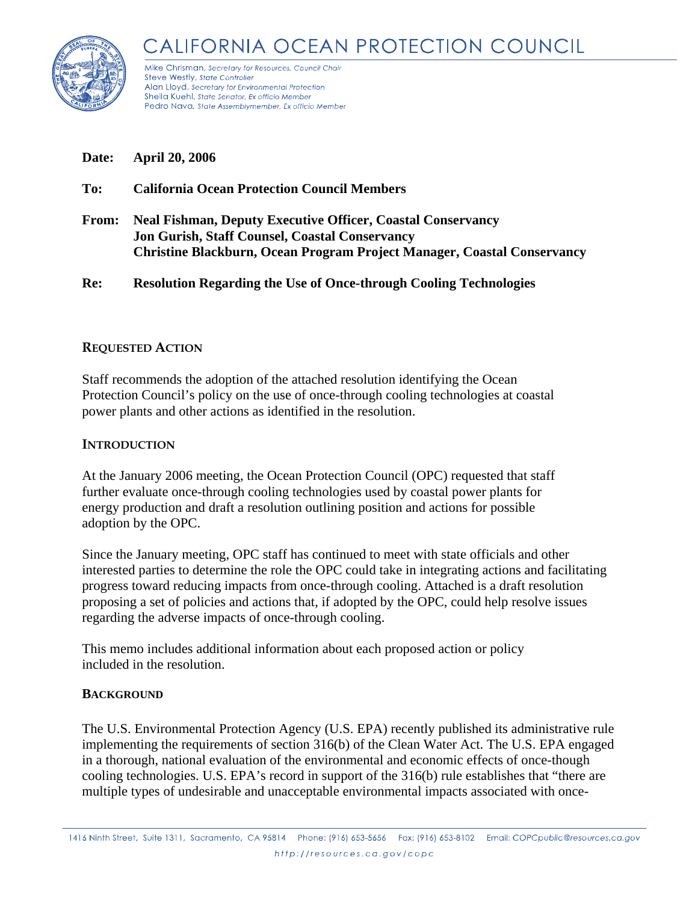# CALIFORNIA OCEAN PROTECTION COUNCIL

Mike Chrisman, *Secretary for Resources, Council Chair*
Steve Westly, *State Controller*
Alan Lloyd, *Secretary for Environmental Protection*
Sheila Kuehl, *State Senator, Ex officio Member*
Pedro Nava, *State Assemblymember, Ex officio Member*

**Date:** **April 20, 2006**

**To:** **California Ocean Protection Council Members**

**From:** **Neal Fishman, Deputy Executive Officer, Coastal Conservancy**
**Jon Gurish, Staff Counsel, Coastal Conservancy**
**Christine Blackburn, Ocean Program Project Manager, Coastal Conservancy**

**Re:** **Resolution Regarding the Use of Once-through Cooling Technologies**

## REQUESTED ACTION

Staff recommends the adoption of the attached resolution identifying the Ocean Protection Council's policy on the use of once-through cooling technologies at coastal power plants and other actions as identified in the resolution.

## INTRODUCTION

At the January 2006 meeting, the Ocean Protection Council (OPC) requested that staff further evaluate once-through cooling technologies used by coastal power plants for energy production and draft a resolution outlining position and actions for possible adoption by the OPC.

Since the January meeting, OPC staff has continued to meet with state officials and other interested parties to determine the role the OPC could take in integrating actions and facilitating progress toward reducing impacts from once-through cooling. Attached is a draft resolution proposing a set of policies and actions that, if adopted by the OPC, could help resolve issues regarding the adverse impacts of once-through cooling.

This memo includes additional information about each proposed action or policy included in the resolution.

## BACKGROUND

The U.S. Environmental Protection Agency (U.S. EPA) recently published its administrative rule implementing the requirements of section 316(b) of the Clean Water Act. The U.S. EPA engaged in a thorough, national evaluation of the environmental and economic effects of once-though cooling technologies. U.S. EPA's record in support of the 316(b) rule establishes that "there are multiple types of undesirable and unacceptable environmental impacts associated with once-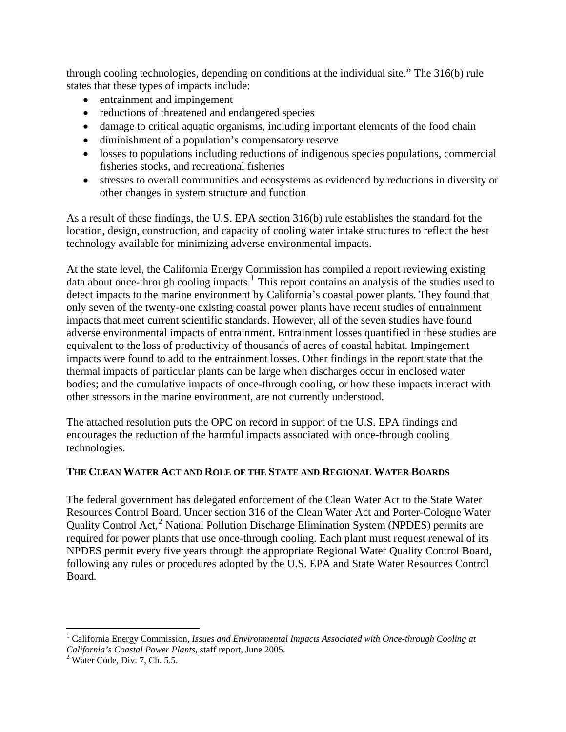through cooling technologies, depending on conditions at the individual site." The 316(b) rule states that these types of impacts include:

- entrainment and impingement
- reductions of threatened and endangered species
- damage to critical aquatic organisms, including important elements of the food chain
- diminishment of a population's compensatory reserve
- losses to populations including reductions of indigenous species populations, commercial fisheries stocks, and recreational fisheries
- stresses to overall communities and ecosystems as evidenced by reductions in diversity or other changes in system structure and function

As a result of these findings, the U.S. EPA section 316(b) rule establishes the standard for the location, design, construction, and capacity of cooling water intake structures to reflect the best technology available for minimizing adverse environmental impacts.

At the state level, the California Energy Commission has compiled a report reviewing existing data about once-through cooling impacts.[1] This report contains an analysis of the studies used to detect impacts to the marine environment by California's coastal power plants. They found that only seven of the twenty-one existing coastal power plants have recent studies of entrainment impacts that meet current scientific standards. However, all of the seven studies have found adverse environmental impacts of entrainment. Entrainment losses quantified in these studies are equivalent to the loss of productivity of thousands of acres of coastal habitat. Impingement impacts were found to add to the entrainment losses. Other findings in the report state that the thermal impacts of particular plants can be large when discharges occur in enclosed water bodies; and the cumulative impacts of once-through cooling, or how these impacts interact with other stressors in the marine environment, are not currently understood.

The attached resolution puts the OPC on record in support of the U.S. EPA findings and encourages the reduction of the harmful impacts associated with once-through cooling technologies.

**THE CLEAN WATER ACT AND ROLE OF THE STATE AND REGIONAL WATER BOARDS**

The federal government has delegated enforcement of the Clean Water Act to the State Water Resources Control Board. Under section 316 of the Clean Water Act and Porter-Cologne Water Quality Control Act,[2] National Pollution Discharge Elimination System (NPDES) permits are required for power plants that use once-through cooling. Each plant must request renewal of its NPDES permit every five years through the appropriate Regional Water Quality Control Board, following any rules or procedures adopted by the U.S. EPA and State Water Resources Control Board.

---

[1] California Energy Commission, *Issues and Environmental Impacts Associated with Once-through Cooling at California's Coastal Power Plants*, staff report, June 2005.

[2] Water Code, Div. 7, Ch. 5.5.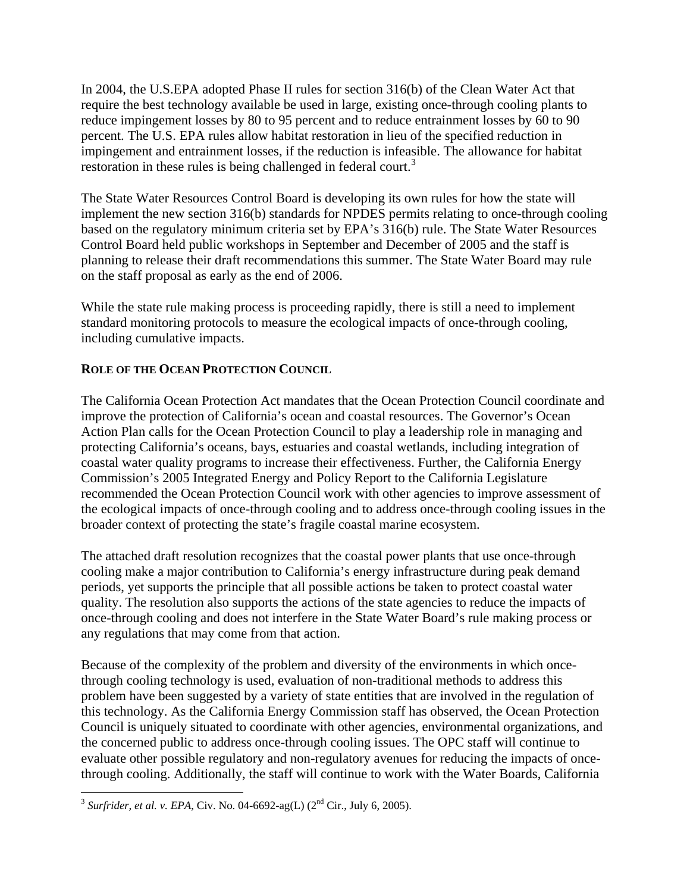In 2004, the U.S.EPA adopted Phase II rules for section 316(b) of the Clean Water Act that require the best technology available be used in large, existing once-through cooling plants to reduce impingement losses by 80 to 95 percent and to reduce entrainment losses by 60 to 90 percent. The U.S. EPA rules allow habitat restoration in lieu of the specified reduction in impingement and entrainment losses, if the reduction is infeasible. The allowance for habitat restoration in these rules is being challenged in federal court.[3]

The State Water Resources Control Board is developing its own rules for how the state will implement the new section 316(b) standards for NPDES permits relating to once-through cooling based on the regulatory minimum criteria set by EPA's 316(b) rule. The State Water Resources Control Board held public workshops in September and December of 2005 and the staff is planning to release their draft recommendations this summer. The State Water Board may rule on the staff proposal as early as the end of 2006.

While the state rule making process is proceeding rapidly, there is still a need to implement standard monitoring protocols to measure the ecological impacts of once-through cooling, including cumulative impacts.

**ROLE OF THE OCEAN PROTECTION COUNCIL**

The California Ocean Protection Act mandates that the Ocean Protection Council coordinate and improve the protection of California's ocean and coastal resources. The Governor's Ocean Action Plan calls for the Ocean Protection Council to play a leadership role in managing and protecting California's oceans, bays, estuaries and coastal wetlands, including integration of coastal water quality programs to increase their effectiveness. Further, the California Energy Commission's 2005 Integrated Energy and Policy Report to the California Legislature recommended the Ocean Protection Council work with other agencies to improve assessment of the ecological impacts of once-through cooling and to address once-through cooling issues in the broader context of protecting the state's fragile coastal marine ecosystem.

The attached draft resolution recognizes that the coastal power plants that use once-through cooling make a major contribution to California's energy infrastructure during peak demand periods, yet supports the principle that all possible actions be taken to protect coastal water quality. The resolution also supports the actions of the state agencies to reduce the impacts of once-through cooling and does not interfere in the State Water Board's rule making process or any regulations that may come from that action.

Because of the complexity of the problem and diversity of the environments in which once-through cooling technology is used, evaluation of non-traditional methods to address this problem have been suggested by a variety of state entities that are involved in the regulation of this technology. As the California Energy Commission staff has observed, the Ocean Protection Council is uniquely situated to coordinate with other agencies, environmental organizations, and the concerned public to address once-through cooling issues. The OPC staff will continue to evaluate other possible regulatory and non-regulatory avenues for reducing the impacts of once-through cooling. Additionally, the staff will continue to work with the Water Boards, California

[3] *Surfrider, et al. v. EPA*, Civ. No. 04-6692-ag(L) (2nd Cir., July 6, 2005).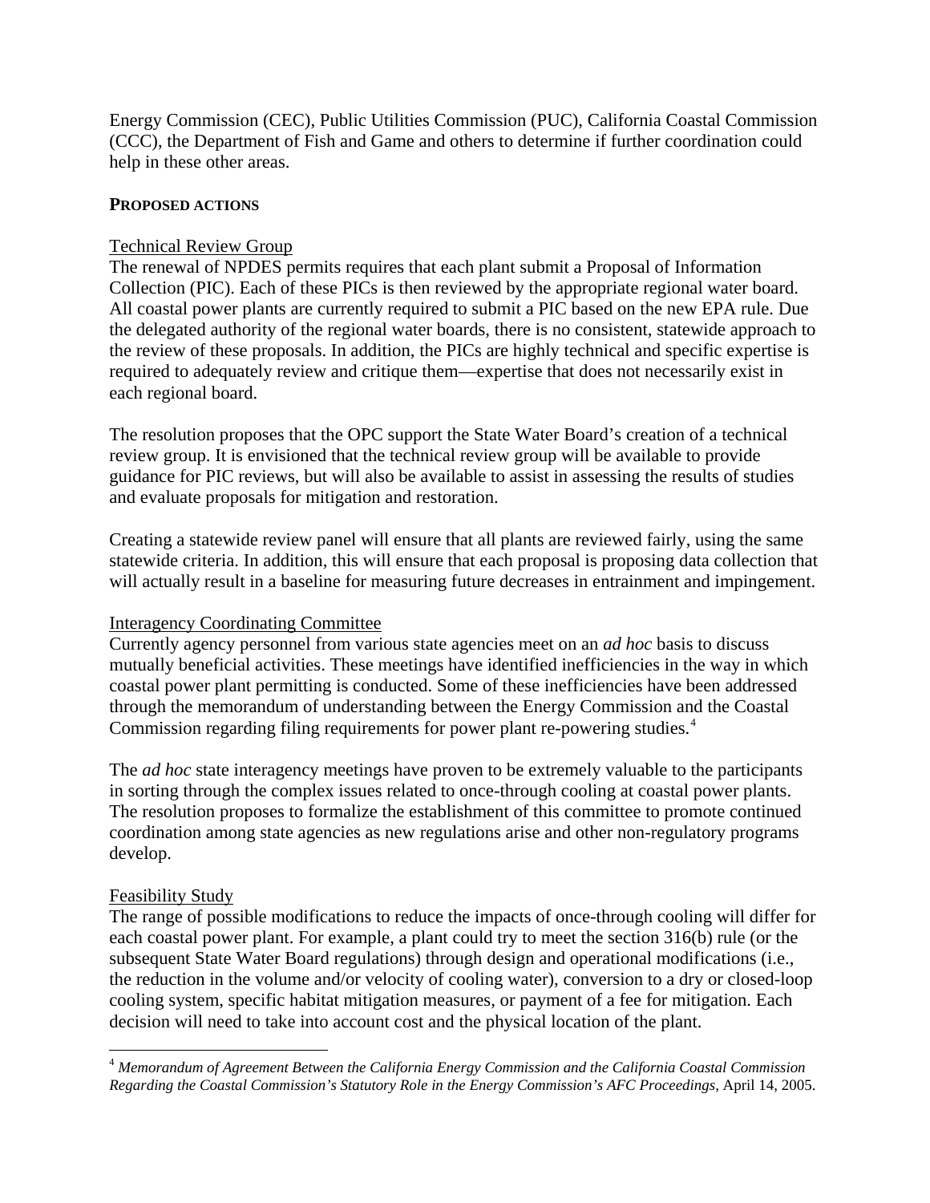Energy Commission (CEC), Public Utilities Commission (PUC), California Coastal Commission (CCC), the Department of Fish and Game and others to determine if further coordination could help in these other areas.

**PROPOSED ACTIONS**

Technical Review Group

The renewal of NPDES permits requires that each plant submit a Proposal of Information Collection (PIC). Each of these PICs is then reviewed by the appropriate regional water board. All coastal power plants are currently required to submit a PIC based on the new EPA rule. Due the delegated authority of the regional water boards, there is no consistent, statewide approach to the review of these proposals. In addition, the PICs are highly technical and specific expertise is required to adequately review and critique them—expertise that does not necessarily exist in each regional board.

The resolution proposes that the OPC support the State Water Board's creation of a technical review group. It is envisioned that the technical review group will be available to provide guidance for PIC reviews, but will also be available to assist in assessing the results of studies and evaluate proposals for mitigation and restoration.

Creating a statewide review panel will ensure that all plants are reviewed fairly, using the same statewide criteria. In addition, this will ensure that each proposal is proposing data collection that will actually result in a baseline for measuring future decreases in entrainment and impingement.

Interagency Coordinating Committee

Currently agency personnel from various state agencies meet on an *ad hoc* basis to discuss mutually beneficial activities. These meetings have identified inefficiencies in the way in which coastal power plant permitting is conducted. Some of these inefficiencies have been addressed through the memorandum of understanding between the Energy Commission and the Coastal Commission regarding filing requirements for power plant re-powering studies.[4]

The *ad hoc* state interagency meetings have proven to be extremely valuable to the participants in sorting through the complex issues related to once-through cooling at coastal power plants. The resolution proposes to formalize the establishment of this committee to promote continued coordination among state agencies as new regulations arise and other non-regulatory programs develop.

Feasibility Study

The range of possible modifications to reduce the impacts of once-through cooling will differ for each coastal power plant. For example, a plant could try to meet the section 316(b) rule (or the subsequent State Water Board regulations) through design and operational modifications (i.e., the reduction in the volume and/or velocity of cooling water), conversion to a dry or closed-loop cooling system, specific habitat mitigation measures, or payment of a fee for mitigation. Each decision will need to take into account cost and the physical location of the plant.

[4] *Memorandum of Agreement Between the California Energy Commission and the California Coastal Commission Regarding the Coastal Commission's Statutory Role in the Energy Commission's AFC Proceedings*, April 14, 2005.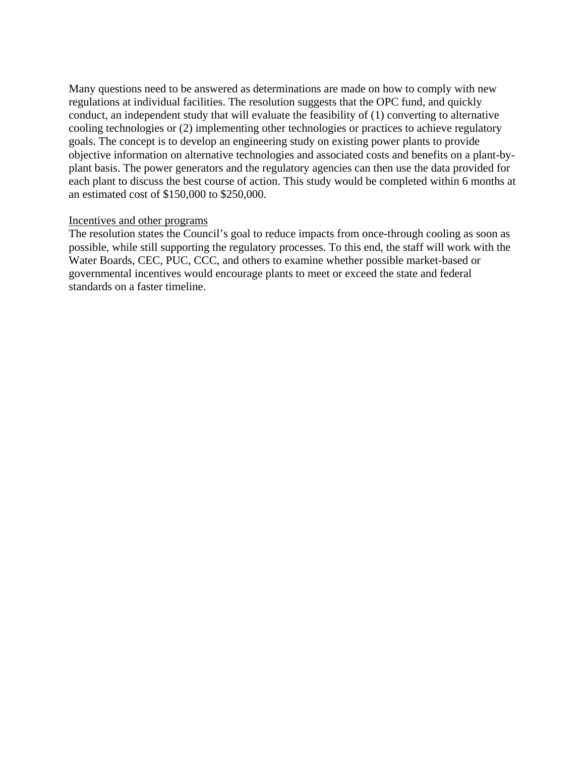Many questions need to be answered as determinations are made on how to comply with new regulations at individual facilities. The resolution suggests that the OPC fund, and quickly conduct, an independent study that will evaluate the feasibility of (1) converting to alternative cooling technologies or (2) implementing other technologies or practices to achieve regulatory goals. The concept is to develop an engineering study on existing power plants to provide objective information on alternative technologies and associated costs and benefits on a plant-by-plant basis. The power generators and the regulatory agencies can then use the data provided for each plant to discuss the best course of action. This study would be completed within 6 months at an estimated cost of $150,000 to $250,000.

<u>Incentives and other programs</u>

The resolution states the Council's goal to reduce impacts from once-through cooling as soon as possible, while still supporting the regulatory processes. To this end, the staff will work with the Water Boards, CEC, PUC, CCC, and others to examine whether possible market-based or governmental incentives would encourage plants to meet or exceed the state and federal standards on a faster timeline.